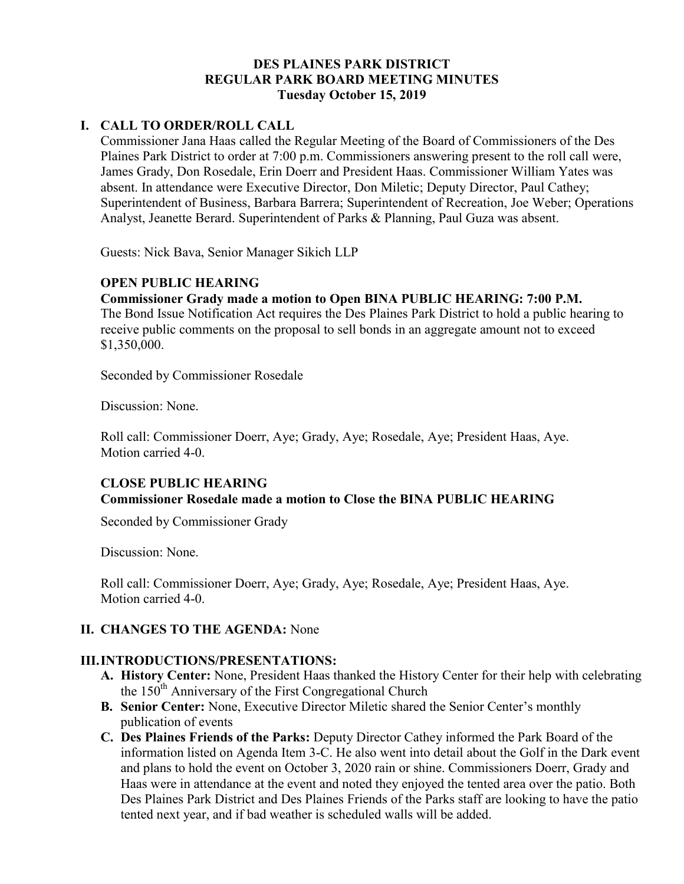# DES PLAINES PARK DISTRICT
## REGULAR PARK BOARD MEETING MINUTES
### Tuesday October 15, 2019

## I. CALL TO ORDER/ROLL CALL

Commissioner Jana Haas called the Regular Meeting of the Board of Commissioners of the Des Plaines Park District to order at 7:00 p.m. Commissioners answering present to the roll call were, James Grady, Don Rosedale, Erin Doerr and President Haas. Commissioner William Yates was absent. In attendance were Executive Director, Don Miletic; Deputy Director, Paul Cathey; Superintendent of Business, Barbara Barrera; Superintendent of Recreation, Joe Weber; Operations Analyst, Jeanette Berard. Superintendent of Parks & Planning, Paul Guza was absent.

Guests: Nick Bava, Senior Manager Sikich LLP

**OPEN PUBLIC HEARING**

**Commissioner Grady made a motion to Open BINA PUBLIC HEARING: 7:00 P.M.**

The Bond Issue Notification Act requires the Des Plaines Park District to hold a public hearing to receive public comments on the proposal to sell bonds in an aggregate amount not to exceed $1,350,000.

Seconded by Commissioner Rosedale

Discussion: None.

Roll call: Commissioner Doerr, Aye; Grady, Aye; Rosedale, Aye; President Haas, Aye.
Motion carried 4-0.

**CLOSE PUBLIC HEARING**

**Commissioner Rosedale made a motion to Close the BINA PUBLIC HEARING**

Seconded by Commissioner Grady

Discussion: None.

Roll call: Commissioner Doerr, Aye; Grady, Aye; Rosedale, Aye; President Haas, Aye.
Motion carried 4-0.

## II. CHANGES TO THE AGENDA: None

## III. INTRODUCTIONS/PRESENTATIONS:

- **A. History Center:** None, President Haas thanked the History Center for their help with celebrating the 150th Anniversary of the First Congregational Church
- **B. Senior Center:** None, Executive Director Miletic shared the Senior Center's monthly publication of events
- **C. Des Plaines Friends of the Parks:** Deputy Director Cathey informed the Park Board of the information listed on Agenda Item 3-C. He also went into detail about the Golf in the Dark event and plans to hold the event on October 3, 2020 rain or shine. Commissioners Doerr, Grady and Haas were in attendance at the event and noted they enjoyed the tented area over the patio. Both Des Plaines Park District and Des Plaines Friends of the Parks staff are looking to have the patio tented next year, and if bad weather is scheduled walls will be added.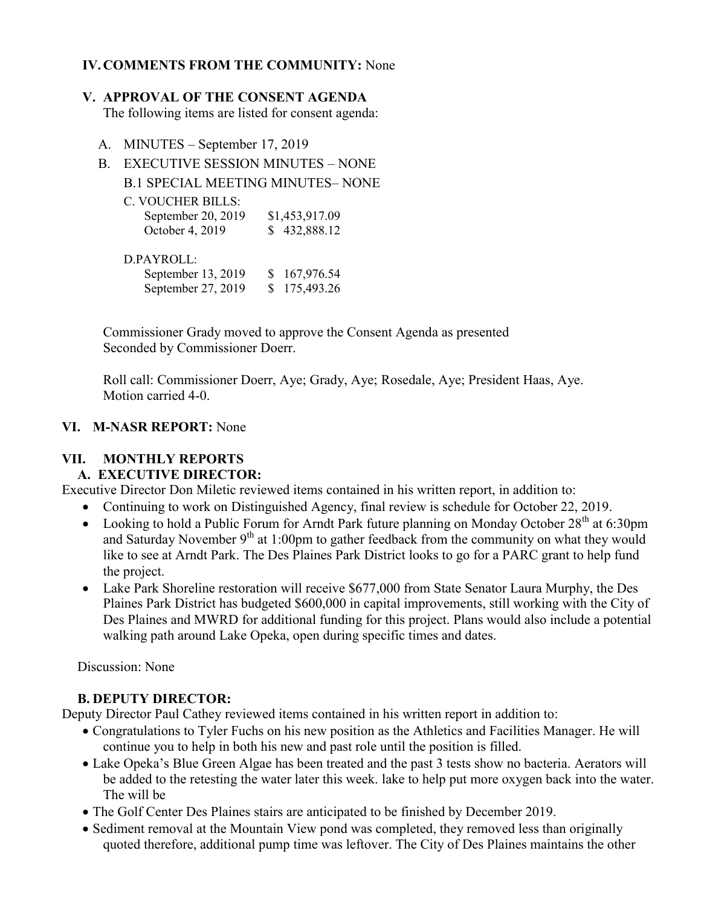## IV. COMMENTS FROM THE COMMUNITY: None

## V. APPROVAL OF THE CONSENT AGENDA

The following items are listed for consent agenda:

A. MINUTES – September 17, 2019

B. EXECUTIVE SESSION MINUTES – NONE

B.1 SPECIAL MEETING MINUTES– NONE

C. VOUCHER BILLS:

| | |
|---|---|
| September 20, 2019 | $1,453,917.09 |
| October 4, 2019 | $ 432,888.12 |

D.PAYROLL:

| | |
|---|---|
| September 13, 2019 | $ 167,976.54 |
| September 27, 2019 | $ 175,493.26 |

Commissioner Grady moved to approve the Consent Agenda as presented
Seconded by Commissioner Doerr.

Roll call: Commissioner Doerr, Aye; Grady, Aye; Rosedale, Aye; President Haas, Aye.
Motion carried 4-0.

## VI. M-NASR REPORT: None

## VII. MONTHLY REPORTS

### A. EXECUTIVE DIRECTOR:

Executive Director Don Miletic reviewed items contained in his written report, in addition to:

- Continuing to work on Distinguished Agency, final review is schedule for October 22, 2019.
- Looking to hold a Public Forum for Arndt Park future planning on Monday October 28th at 6:30pm and Saturday November 9th at 1:00pm to gather feedback from the community on what they would like to see at Arndt Park. The Des Plaines Park District looks to go for a PARC grant to help fund the project.
- Lake Park Shoreline restoration will receive $677,000 from State Senator Laura Murphy, the Des Plaines Park District has budgeted $600,000 in capital improvements, still working with the City of Des Plaines and MWRD for additional funding for this project. Plans would also include a potential walking path around Lake Opeka, open during specific times and dates.

Discussion: None

### B. DEPUTY DIRECTOR:

Deputy Director Paul Cathey reviewed items contained in his written report in addition to:

- Congratulations to Tyler Fuchs on his new position as the Athletics and Facilities Manager. He will continue you to help in both his new and past role until the position is filled.
- Lake Opeka's Blue Green Algae has been treated and the past 3 tests show no bacteria. Aerators will be added to the retesting the water later this week. lake to help put more oxygen back into the water. The will be
- The Golf Center Des Plaines stairs are anticipated to be finished by December 2019.
- Sediment removal at the Mountain View pond was completed, they removed less than originally quoted therefore, additional pump time was leftover. The City of Des Plaines maintains the other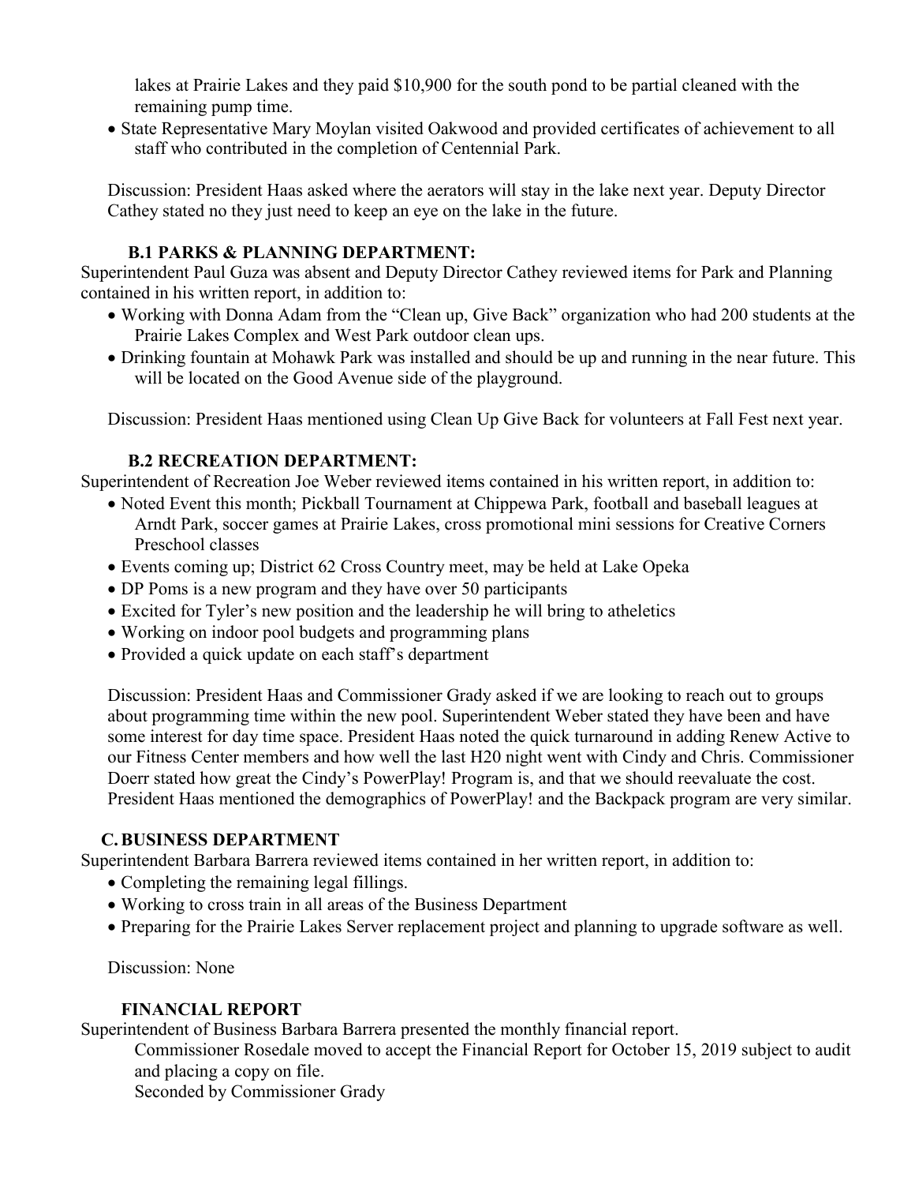lakes at Prairie Lakes and they paid $10,900 for the south pond to be partial cleaned with the remaining pump time.

- State Representative Mary Moylan visited Oakwood and provided certificates of achievement to all staff who contributed in the completion of Centennial Park.

Discussion: President Haas asked where the aerators will stay in the lake next year. Deputy Director Cathey stated no they just need to keep an eye on the lake in the future.

### B.1 PARKS & PLANNING DEPARTMENT:

Superintendent Paul Guza was absent and Deputy Director Cathey reviewed items for Park and Planning contained in his written report, in addition to:

- Working with Donna Adam from the "Clean up, Give Back" organization who had 200 students at the Prairie Lakes Complex and West Park outdoor clean ups.
- Drinking fountain at Mohawk Park was installed and should be up and running in the near future. This will be located on the Good Avenue side of the playground.

Discussion: President Haas mentioned using Clean Up Give Back for volunteers at Fall Fest next year.

### B.2 RECREATION DEPARTMENT:

Superintendent of Recreation Joe Weber reviewed items contained in his written report, in addition to:

- Noted Event this month; Pickball Tournament at Chippewa Park, football and baseball leagues at Arndt Park, soccer games at Prairie Lakes, cross promotional mini sessions for Creative Corners Preschool classes
- Events coming up; District 62 Cross Country meet, may be held at Lake Opeka
- DP Poms is a new program and they have over 50 participants
- Excited for Tyler's new position and the leadership he will bring to atheletics
- Working on indoor pool budgets and programming plans
- Provided a quick update on each staff's department

Discussion: President Haas and Commissioner Grady asked if we are looking to reach out to groups about programming time within the new pool. Superintendent Weber stated they have been and have some interest for day time space. President Haas noted the quick turnaround in adding Renew Active to our Fitness Center members and how well the last H20 night went with Cindy and Chris. Commissioner Doerr stated how great the Cindy's PowerPlay! Program is, and that we should reevaluate the cost. President Haas mentioned the demographics of PowerPlay! and the Backpack program are very similar.

### C. BUSINESS DEPARTMENT

Superintendent Barbara Barrera reviewed items contained in her written report, in addition to:

- Completing the remaining legal fillings.
- Working to cross train in all areas of the Business Department
- Preparing for the Prairie Lakes Server replacement project and planning to upgrade software as well.

Discussion: None

### FINANCIAL REPORT

Superintendent of Business Barbara Barrera presented the monthly financial report.

Commissioner Rosedale moved to accept the Financial Report for October 15, 2019 subject to audit and placing a copy on file.

Seconded by Commissioner Grady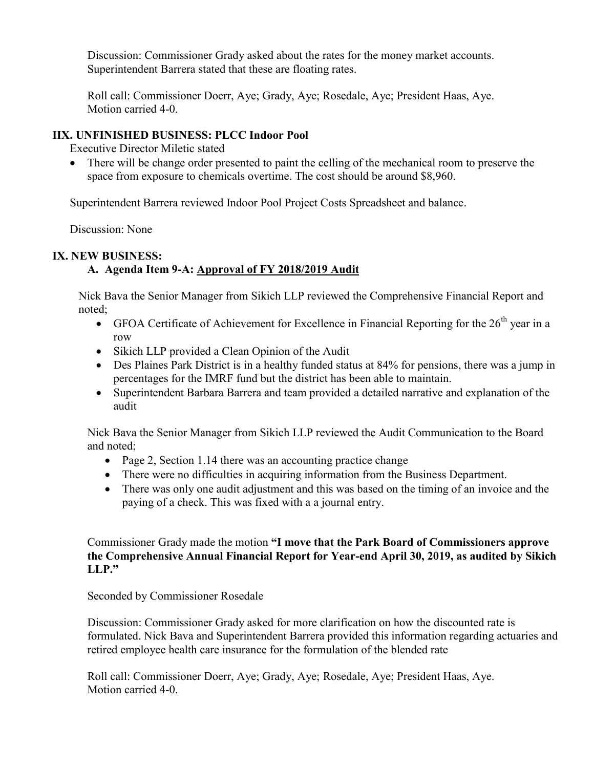Discussion: Commissioner Grady asked about the rates for the money market accounts. Superintendent Barrera stated that these are floating rates.

Roll call: Commissioner Doerr, Aye; Grady, Aye; Rosedale, Aye; President Haas, Aye. Motion carried 4-0.

## IIX. UNFINISHED BUSINESS: PLCC Indoor Pool

Executive Director Miletic stated

- There will be change order presented to paint the celling of the mechanical room to preserve the space from exposure to chemicals overtime. The cost should be around $8,960.

Superintendent Barrera reviewed Indoor Pool Project Costs Spreadsheet and balance.

Discussion: None

## IX. NEW BUSINESS:

### A. Agenda Item 9-A: Approval of FY 2018/2019 Audit

Nick Bava the Senior Manager from Sikich LLP reviewed the Comprehensive Financial Report and noted;

- GFOA Certificate of Achievement for Excellence in Financial Reporting for the 26th year in a row
- Sikich LLP provided a Clean Opinion of the Audit
- Des Plaines Park District is in a healthy funded status at 84% for pensions, there was a jump in percentages for the IMRF fund but the district has been able to maintain.
- Superintendent Barbara Barrera and team provided a detailed narrative and explanation of the audit

Nick Bava the Senior Manager from Sikich LLP reviewed the Audit Communication to the Board and noted;

- Page 2, Section 1.14 there was an accounting practice change
- There were no difficulties in acquiring information from the Business Department.
- There was only one audit adjustment and this was based on the timing of an invoice and the paying of a check. This was fixed with a a journal entry.

Commissioner Grady made the motion **"I move that the Park Board of Commissioners approve the Comprehensive Annual Financial Report for Year-end April 30, 2019, as audited by Sikich LLP."**

Seconded by Commissioner Rosedale

Discussion: Commissioner Grady asked for more clarification on how the discounted rate is formulated. Nick Bava and Superintendent Barrera provided this information regarding actuaries and retired employee health care insurance for the formulation of the blended rate

Roll call: Commissioner Doerr, Aye; Grady, Aye; Rosedale, Aye; President Haas, Aye. Motion carried 4-0.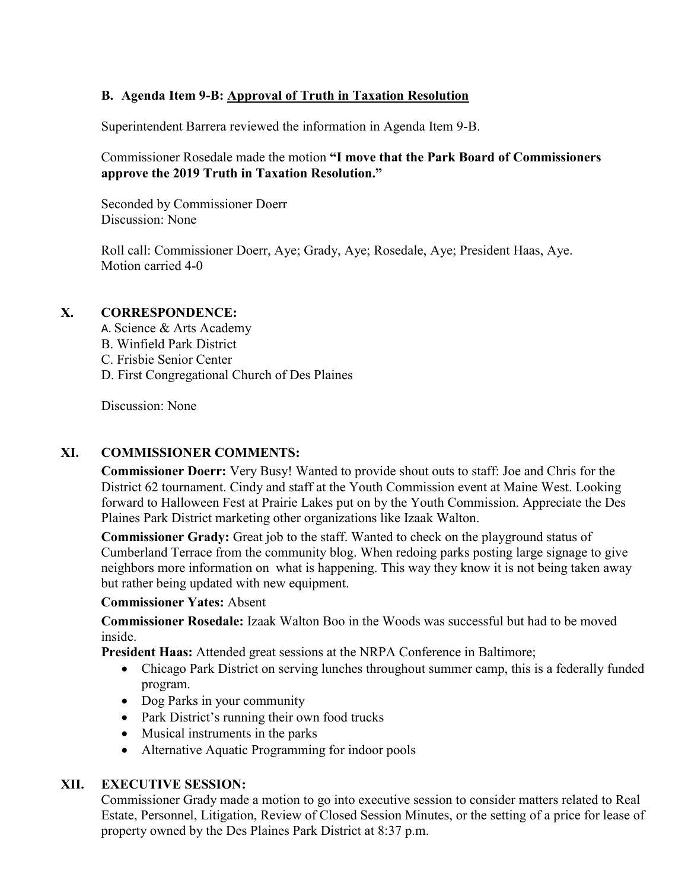**B. Agenda Item 9-B: Approval of Truth in Taxation Resolution**

Superintendent Barrera reviewed the information in Agenda Item 9-B.

Commissioner Rosedale made the motion **"I move that the Park Board of Commissioners approve the 2019 Truth in Taxation Resolution."**

Seconded by Commissioner Doerr
Discussion: None

Roll call: Commissioner Doerr, Aye; Grady, Aye; Rosedale, Aye; President Haas, Aye.
Motion carried 4-0

## X. CORRESPONDENCE:

A. Science & Arts Academy
B. Winfield Park District
C. Frisbie Senior Center
D. First Congregational Church of Des Plaines

Discussion: None

## XI. COMMISSIONER COMMENTS:

**Commissioner Doerr:** Very Busy! Wanted to provide shout outs to staff: Joe and Chris for the District 62 tournament. Cindy and staff at the Youth Commission event at Maine West. Looking forward to Halloween Fest at Prairie Lakes put on by the Youth Commission. Appreciate the Des Plaines Park District marketing other organizations like Izaak Walton.

**Commissioner Grady:** Great job to the staff. Wanted to check on the playground status of Cumberland Terrace from the community blog. When redoing parks posting large signage to give neighbors more information on what is happening. This way they know it is not being taken away but rather being updated with new equipment.

**Commissioner Yates:** Absent

**Commissioner Rosedale:** Izaak Walton Boo in the Woods was successful but had to be moved inside.

**President Haas:** Attended great sessions at the NRPA Conference in Baltimore;

- Chicago Park District on serving lunches throughout summer camp, this is a federally funded program.
- Dog Parks in your community
- Park District's running their own food trucks
- Musical instruments in the parks
- Alternative Aquatic Programming for indoor pools

## XII. EXECUTIVE SESSION:

Commissioner Grady made a motion to go into executive session to consider matters related to Real Estate, Personnel, Litigation, Review of Closed Session Minutes, or the setting of a price for lease of property owned by the Des Plaines Park District at 8:37 p.m.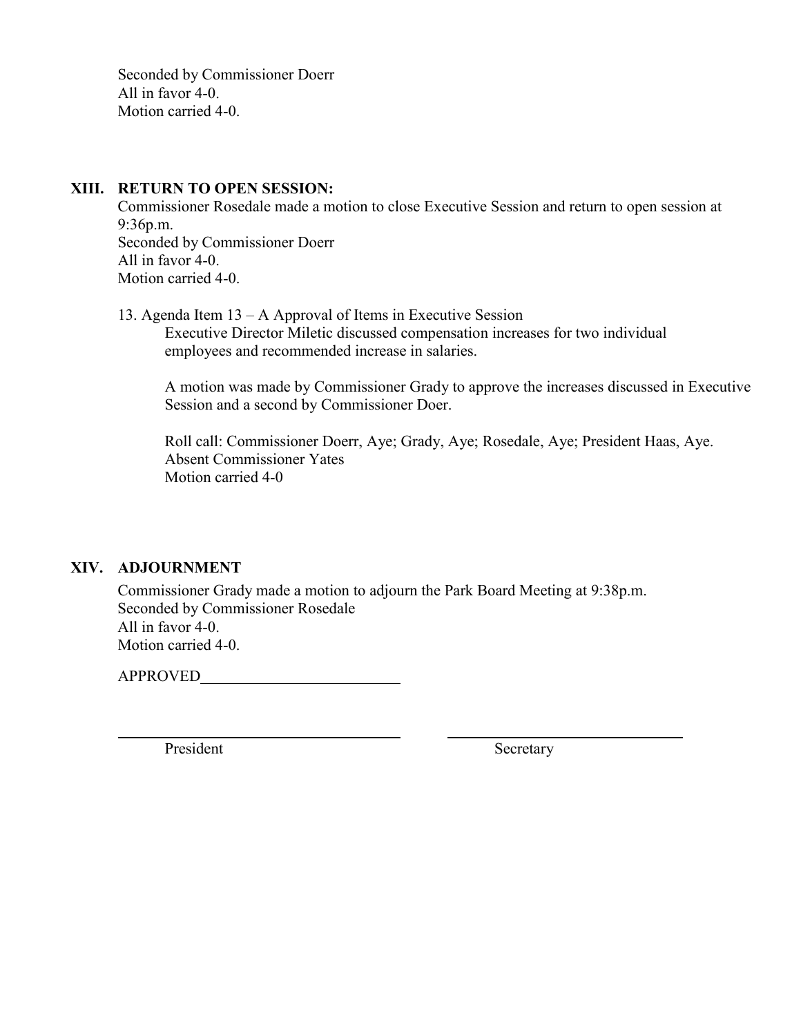Seconded by Commissioner Doerr
All in favor 4-0.
Motion carried 4-0.

## XIII. RETURN TO OPEN SESSION:

Commissioner Rosedale made a motion to close Executive Session and return to open session at 9:36p.m.
Seconded by Commissioner Doerr
All in favor 4-0.
Motion carried 4-0.

13. Agenda Item 13 – A Approval of Items in Executive Session

    Executive Director Miletic discussed compensation increases for two individual employees and recommended increase in salaries.

    A motion was made by Commissioner Grady to approve the increases discussed in Executive Session and a second by Commissioner Doer.

    Roll call: Commissioner Doerr, Aye; Grady, Aye; Rosedale, Aye; President Haas, Aye.
    Absent Commissioner Yates
    Motion carried 4-0

## XIV. ADJOURNMENT

Commissioner Grady made a motion to adjourn the Park Board Meeting at 9:38p.m.
Seconded by Commissioner Rosedale
All in favor 4-0.
Motion carried 4-0.

APPROVED_________________________

_________________________ President

_________________________ Secretary